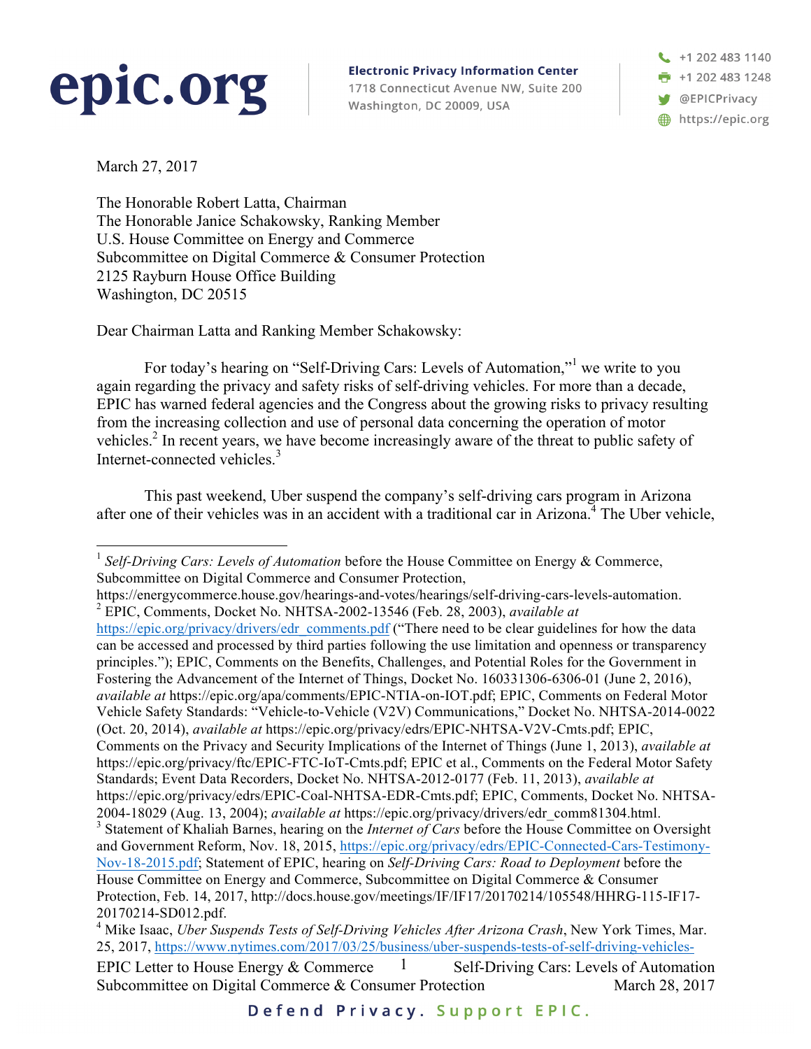**epic.org**

**Electronic Privacy Information Center**
1718 Connecticut Avenue NW, Suite 200
Washington, DC 20009, USA

+1 202 483 1140
+1 202 483 1248
@EPICPrivacy
https://epic.org

March 27, 2017

The Honorable Robert Latta, Chairman
The Honorable Janice Schakowsky, Ranking Member
U.S. House Committee on Energy and Commerce
Subcommittee on Digital Commerce & Consumer Protection
2125 Rayburn House Office Building
Washington, DC 20515

Dear Chairman Latta and Ranking Member Schakowsky:

For today's hearing on "Self-Driving Cars: Levels of Automation,"[1] we write to you again regarding the privacy and safety risks of self-driving vehicles. For more than a decade, EPIC has warned federal agencies and the Congress about the growing risks to privacy resulting from the increasing collection and use of personal data concerning the operation of motor vehicles.[2] In recent years, we have become increasingly aware of the threat to public safety of Internet-connected vehicles.[3]

This past weekend, Uber suspend the company's self-driving cars program in Arizona after one of their vehicles was in an accident with a traditional car in Arizona.[4] The Uber vehicle,

---

[1] *Self-Driving Cars: Levels of Automation* before the House Committee on Energy & Commerce, Subcommittee on Digital Commerce and Consumer Protection, https://energycommerce.house.gov/hearings-and-votes/hearings/self-driving-cars-levels-automation.

[2] EPIC, Comments, Docket No. NHTSA-2002-13546 (Feb. 28, 2003), *available at* https://epic.org/privacy/drivers/edr_comments.pdf ("There need to be clear guidelines for how the data can be accessed and processed by third parties following the use limitation and openness or transparency principles."); EPIC, Comments on the Benefits, Challenges, and Potential Roles for the Government in Fostering the Advancement of the Internet of Things, Docket No. 160331306-6306-01 (June 2, 2016), *available at* https://epic.org/apa/comments/EPIC-NTIA-on-IOT.pdf; EPIC, Comments on Federal Motor Vehicle Safety Standards: "Vehicle-to-Vehicle (V2V) Communications," Docket No. NHTSA-2014-0022 (Oct. 20, 2014), *available at* https://epic.org/privacy/edrs/EPIC-NHTSA-V2V-Cmts.pdf; EPIC, Comments on the Privacy and Security Implications of the Internet of Things (June 1, 2013), *available at* https://epic.org/privacy/ftc/EPIC-FTC-IoT-Cmts.pdf; EPIC et al., Comments on the Federal Motor Safety Standards; Event Data Recorders, Docket No. NHTSA-2012-0177 (Feb. 11, 2013), *available at* https://epic.org/privacy/edrs/EPIC-Coal-NHTSA-EDR-Cmts.pdf; EPIC, Comments, Docket No. NHTSA-2004-18029 (Aug. 13, 2004); *available at* https://epic.org/privacy/drivers/edr_comm81304.html.

[3] Statement of Khaliah Barnes, hearing on the *Internet of Cars* before the House Committee on Oversight and Government Reform, Nov. 18, 2015, https://epic.org/privacy/edrs/EPIC-Connected-Cars-Testimony-Nov-18-2015.pdf; Statement of EPIC, hearing on *Self-Driving Cars: Road to Deployment* before the House Committee on Energy and Commerce, Subcommittee on Digital Commerce & Consumer Protection, Feb. 14, 2017, http://docs.house.gov/meetings/IF/IF17/20170214/105548/HHRG-115-IF17-20170214-SD012.pdf.

[4] Mike Isaac, *Uber Suspends Tests of Self-Driving Vehicles After Arizona Crash*, New York Times, Mar. 25, 2017, https://www.nytimes.com/2017/03/25/business/uber-suspends-tests-of-self-driving-vehicles-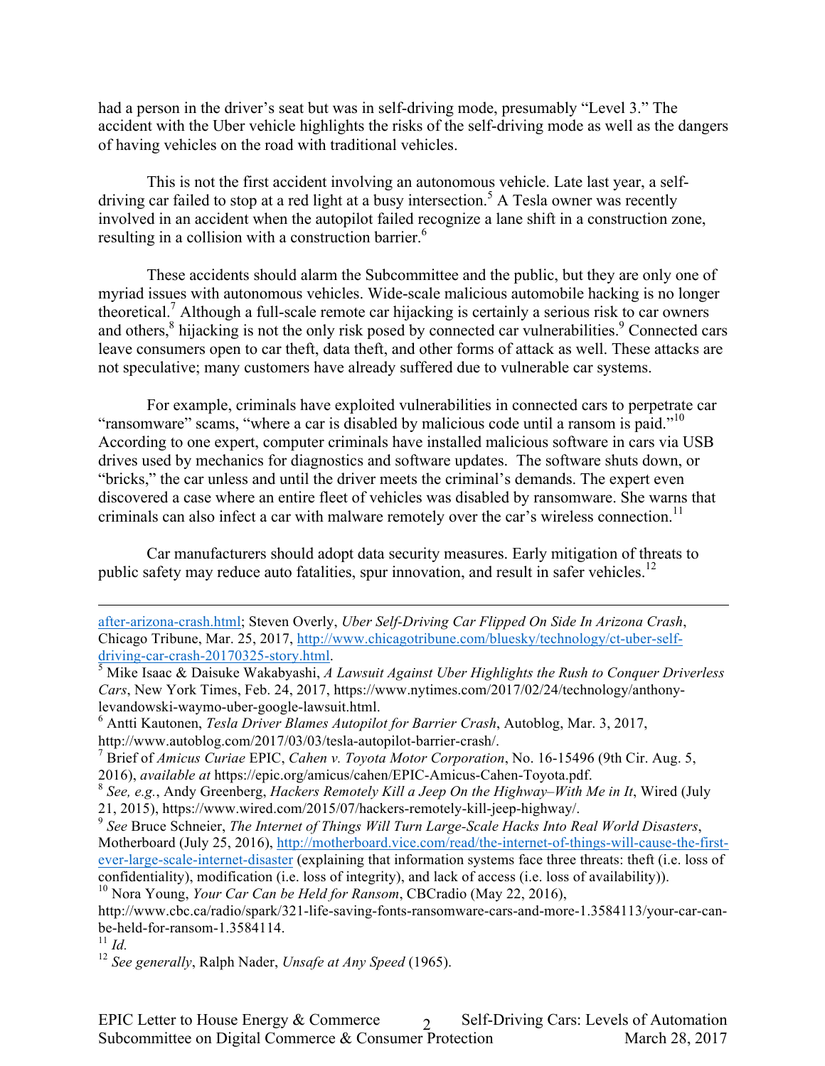had a person in the driver's seat but was in self-driving mode, presumably "Level 3." The accident with the Uber vehicle highlights the risks of the self-driving mode as well as the dangers of having vehicles on the road with traditional vehicles.

This is not the first accident involving an autonomous vehicle. Late last year, a self-driving car failed to stop at a red light at a busy intersection.[5] A Tesla owner was recently involved in an accident when the autopilot failed recognize a lane shift in a construction zone, resulting in a collision with a construction barrier.[6]

These accidents should alarm the Subcommittee and the public, but they are only one of myriad issues with autonomous vehicles. Wide-scale malicious automobile hacking is no longer theoretical.[7] Although a full-scale remote car hijacking is certainly a serious risk to car owners and others,[8] hijacking is not the only risk posed by connected car vulnerabilities.[9] Connected cars leave consumers open to car theft, data theft, and other forms of attack as well. These attacks are not speculative; many customers have already suffered due to vulnerable car systems.

For example, criminals have exploited vulnerabilities in connected cars to perpetrate car "ransomware" scams, "where a car is disabled by malicious code until a ransom is paid."[10] According to one expert, computer criminals have installed malicious software in cars via USB drives used by mechanics for diagnostics and software updates. The software shuts down, or "bricks," the car unless and until the driver meets the criminal's demands. The expert even discovered a case where an entire fleet of vehicles was disabled by ransomware. She warns that criminals can also infect a car with malware remotely over the car's wireless connection.[11]

Car manufacturers should adopt data security measures. Early mitigation of threats to public safety may reduce auto fatalities, spur innovation, and result in safer vehicles.[12]

---

after-arizona-crash.html; Steven Overly, *Uber Self-Driving Car Flipped On Side In Arizona Crash*, Chicago Tribune, Mar. 25, 2017, http://www.chicagotribune.com/bluesky/technology/ct-uber-self-driving-car-crash-20170325-story.html.

[5] Mike Isaac & Daisuke Wakabyashi, *A Lawsuit Against Uber Highlights the Rush to Conquer Driverless Cars*, New York Times, Feb. 24, 2017, https://www.nytimes.com/2017/02/24/technology/anthony-levandowski-waymo-uber-google-lawsuit.html.

[6] Antti Kautonen, *Tesla Driver Blames Autopilot for Barrier Crash*, Autoblog, Mar. 3, 2017, http://www.autoblog.com/2017/03/03/tesla-autopilot-barrier-crash/.

[7] Brief of *Amicus Curiae* EPIC, *Cahen v. Toyota Motor Corporation*, No. 16-15496 (9th Cir. Aug. 5, 2016), *available at* https://epic.org/amicus/cahen/EPIC-Amicus-Cahen-Toyota.pdf.

[8] *See, e.g.*, Andy Greenberg, *Hackers Remotely Kill a Jeep On the Highway–With Me in It*, Wired (July 21, 2015), https://www.wired.com/2015/07/hackers-remotely-kill-jeep-highway/.

[9] *See* Bruce Schneier, *The Internet of Things Will Turn Large-Scale Hacks Into Real World Disasters*, Motherboard (July 25, 2016), http://motherboard.vice.com/read/the-internet-of-things-will-cause-the-first-ever-large-scale-internet-disaster (explaining that information systems face three threats: theft (i.e. loss of confidentiality), modification (i.e. loss of integrity), and lack of access (i.e. loss of availability)).

[10] Nora Young, *Your Car Can be Held for Ransom*, CBCradio (May 22, 2016), http://www.cbc.ca/radio/spark/321-life-saving-fonts-ransomware-cars-and-more-1.3584113/your-car-can-be-held-for-ransom-1.3584114.

[11] *Id.*

[12] *See generally*, Ralph Nader, *Unsafe at Any Speed* (1965).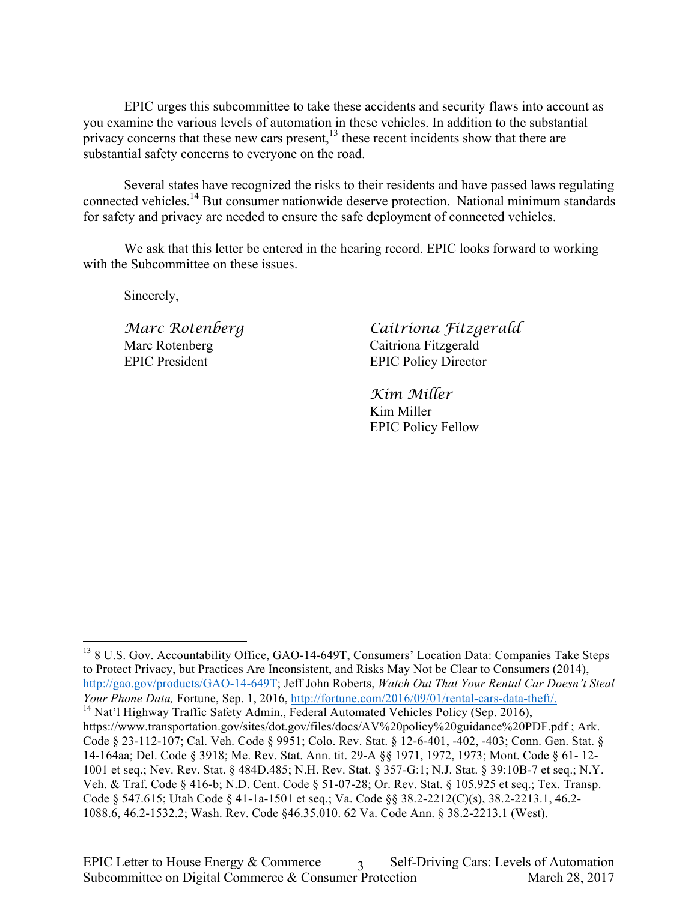EPIC urges this subcommittee to take these accidents and security flaws into account as you examine the various levels of automation in these vehicles. In addition to the substantial privacy concerns that these new cars present,[13] these recent incidents show that there are substantial safety concerns to everyone on the road.

Several states have recognized the risks to their residents and have passed laws regulating connected vehicles.[14] But consumer nationwide deserve protection. National minimum standards for safety and privacy are needed to ensure the safe deployment of connected vehicles.

We ask that this letter be entered in the hearing record. EPIC looks forward to working with the Subcommittee on these issues.

Sincerely,

*Marc Rotenberg*
Marc Rotenberg
EPIC President

*Caitriona Fitzgerald*
Caitriona Fitzgerald
EPIC Policy Director

*Kim Miller*
Kim Miller
EPIC Policy Fellow

---

[13] 8 U.S. Gov. Accountability Office, GAO-14-649T, Consumers' Location Data: Companies Take Steps to Protect Privacy, but Practices Are Inconsistent, and Risks May Not be Clear to Consumers (2014), http://gao.gov/products/GAO-14-649T; Jeff John Roberts, *Watch Out That Your Rental Car Doesn't Steal Your Phone Data,* Fortune, Sep. 1, 2016, http://fortune.com/2016/09/01/rental-cars-data-theft/.

[14] Nat'l Highway Traffic Safety Admin., Federal Automated Vehicles Policy (Sep. 2016), https://www.transportation.gov/sites/dot.gov/files/docs/AV%20policy%20guidance%20PDF.pdf ; Ark. Code § 23-112-107; Cal. Veh. Code § 9951; Colo. Rev. Stat. § 12-6-401, -402, -403; Conn. Gen. Stat. § 14-164aa; Del. Code § 3918; Me. Rev. Stat. Ann. tit. 29-A §§ 1971, 1972, 1973; Mont. Code § 61- 12-1001 et seq.; Nev. Rev. Stat. § 484D.485; N.H. Rev. Stat. § 357-G:1; N.J. Stat. § 39:10B-7 et seq.; N.Y. Veh. & Traf. Code § 416-b; N.D. Cent. Code § 51-07-28; Or. Rev. Stat. § 105.925 et seq.; Tex. Transp. Code § 547.615; Utah Code § 41-1a-1501 et seq.; Va. Code §§ 38.2-2212(C)(s), 38.2-2213.1, 46.2-1088.6, 46.2-1532.2; Wash. Rev. Code §46.35.010. 62 Va. Code Ann. § 38.2-2213.1 (West).